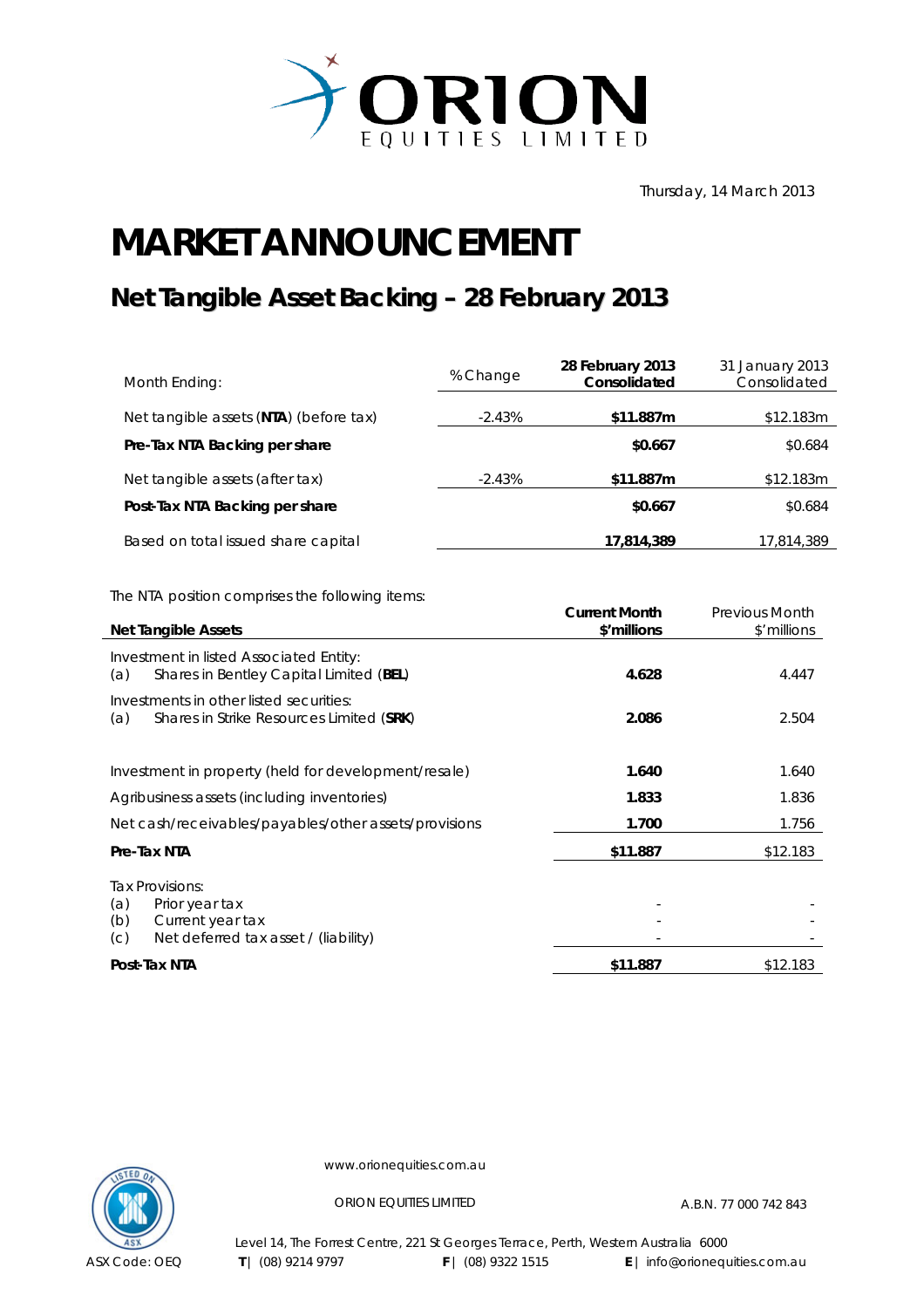ORION EQUITIES LIMITED

Thursday, 14 March 2013

# MARKET ANNOUNCEMENT

## Net Tangible Asset Backing – 28 February 2013

| Month Ending: | % Change | 28 February 2013 Consolidated | 31 January 2013 Consolidated |
|---|---|---|---|
| Net tangible assets (**NTA**) (before tax) | -2.43% | **$11.887m** | $12.183m |
| **Pre-Tax NTA Backing per share** | | **$0.667** | $0.684 |
| Net tangible assets (after tax) | -2.43% | **$11.887m** | $12.183m |
| **Post-Tax NTA Backing per share** | | **$0.667** | $0.684 |
| Based on total issued share capital | | **17,814,389** | 17,814,389 |

The NTA position comprises the following items:

| **Net Tangible Assets** | **Current Month $'millions** | Previous Month $'millions |
|---|---|---|
| Investment in listed Associated Entity: | | |
| (a) Shares in Bentley Capital Limited (**BEL**) | **4.628** | 4.447 |
| Investments in other listed securities: | | |
| (a) Shares in Strike Resources Limited (**SRK**) | **2.086** | 2.504 |
| Investment in property (held for development/resale) | **1.640** | 1.640 |
| Agribusiness assets (including inventories) | **1.833** | 1.836 |
| Net cash/receivables/payables/other assets/provisions | **1.700** | 1.756 |
| **Pre-Tax NTA** | **$11.887** | $12.183 |
| Tax Provisions: | | |
| (a) Prior year tax | - | - |
| (b) Current year tax | - | - |
| (c) Net deferred tax asset / (liability) | - | - |
| **Post-Tax NTA** | **$11.887** | $12.183 |

www.orionequities.com.au

ORION EQUITIES LIMITED A.B.N. 77 000 742 843

Level 14, The Forrest Centre, 221 St Georges Terrace, Perth, Western Australia 6000

ASX Code: OEQ **T** | (08) 9214 9797 **F** | (08) 9322 1515 **E** | info@orionequities.com.au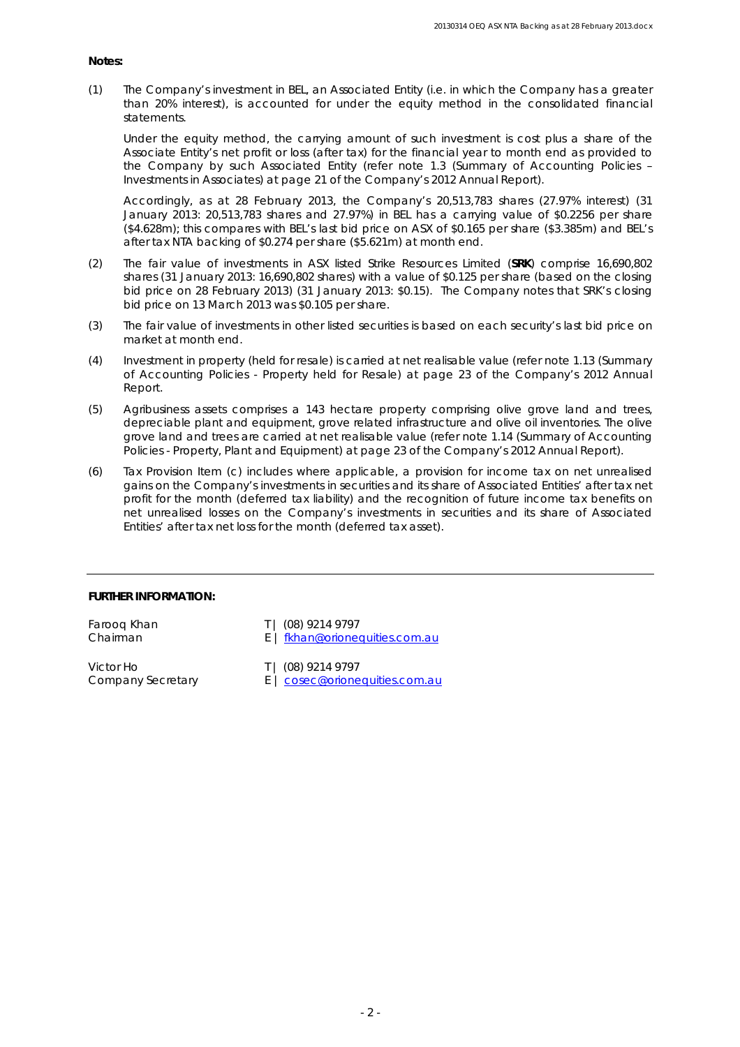**Notes:**

(1) The Company's investment in BEL, an Associated Entity (i.e. in which the Company has a greater than 20% interest), is accounted for under the equity method in the consolidated financial statements.

Under the equity method, the carrying amount of such investment is cost plus a share of the Associate Entity's net profit or loss (after tax) for the financial year to month end as provided to the Company by such Associated Entity (refer note 1.3 (Summary of Accounting Policies – Investments in Associates) at page 21 of the Company's 2012 Annual Report).

Accordingly, as at 28 February 2013, the Company's 20,513,783 shares (27.97% interest) (31 January 2013: 20,513,783 shares and 27.97%) in BEL has a carrying value of \$0.2256 per share (\$4.628m); this compares with BEL's last bid price on ASX of \$0.165 per share (\$3.385m) and BEL's after tax NTA backing of \$0.274 per share (\$5.621m) at month end.

(2) The fair value of investments in ASX listed Strike Resources Limited (**SRK**) comprise 16,690,802 shares (31 January 2013: 16,690,802 shares) with a value of \$0.125 per share (based on the closing bid price on 28 February 2013) (31 January 2013: \$0.15). The Company notes that SRK's closing bid price on 13 March 2013 was \$0.105 per share.

(3) The fair value of investments in other listed securities is based on each security's last bid price on market at month end.

(4) Investment in property (held for resale) is carried at net realisable value (refer note 1.13 (Summary of Accounting Policies - Property held for Resale) at page 23 of the Company's 2012 Annual Report.

(5) Agribusiness assets comprises a 143 hectare property comprising olive grove land and trees, depreciable plant and equipment, grove related infrastructure and olive oil inventories. The olive grove land and trees are carried at net realisable value (refer note 1.14 (Summary of Accounting Policies - Property, Plant and Equipment) at page 23 of the Company's 2012 Annual Report).

(6) Tax Provision Item (c) includes where applicable, a provision for income tax on net unrealised gains on the Company's investments in securities and its share of Associated Entities' after tax net profit for the month (deferred tax liability) and the recognition of future income tax benefits on net unrealised losses on the Company's investments in securities and its share of Associated Entities' after tax net loss for the month (deferred tax asset).

---

**FURTHER INFORMATION:**

| | |
|---|---|
| Farooq Khan<br>Chairman | T \| (08) 9214 9797<br>E \| fkhan@orionequities.com.au |
| Victor Ho<br>Company Secretary | T \| (08) 9214 9797<br>E \| cosec@orionequities.com.au |